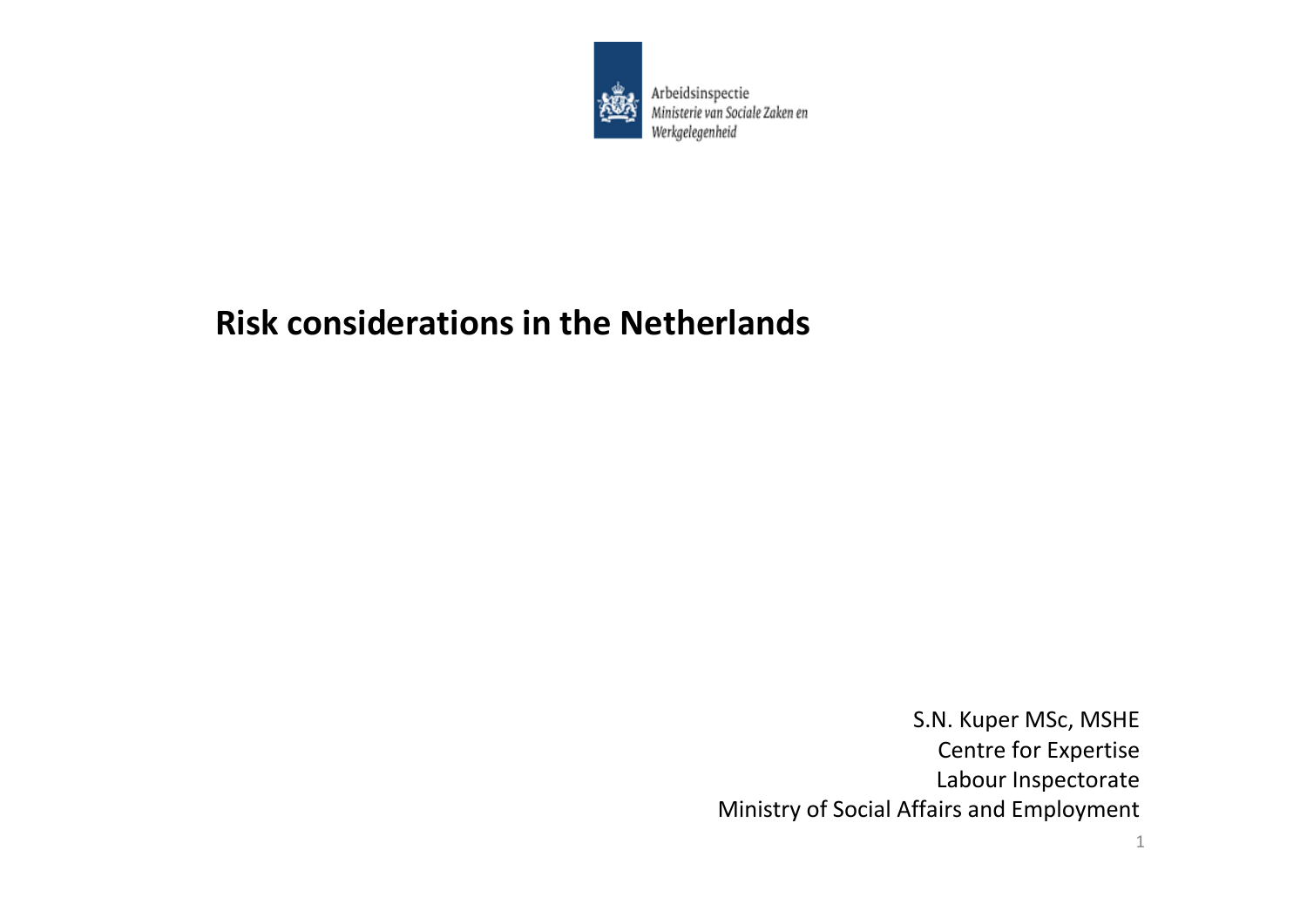Arbeidsinspectie
*Ministerie van Sociale Zaken en Werkgelegenheid*

# Risk considerations in the Netherlands

S.N. Kuper MSc, MSHE
Centre for Expertise
Labour Inspectorate
Ministry of Social Affairs and Employment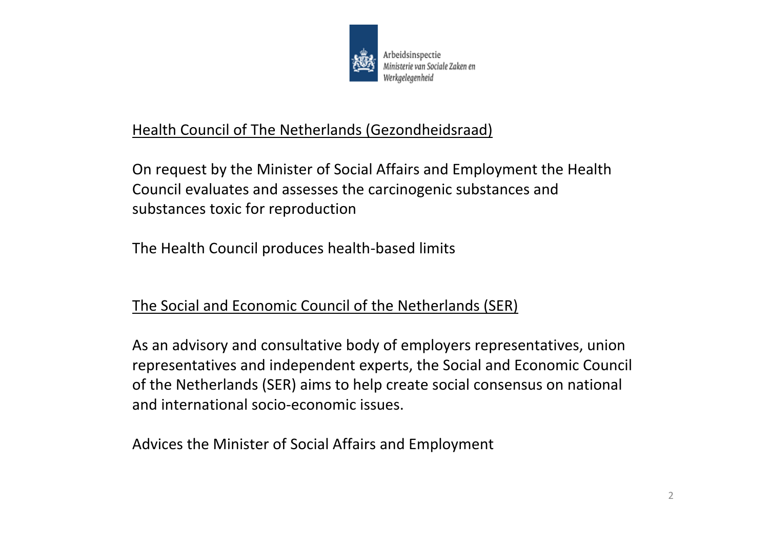Arbeidsinspectie
*Ministerie van Sociale Zaken en Werkgelegenheid*

## Health Council of The Netherlands (Gezondheidsraad)

On request by the Minister of Social Affairs and Employment the Health Council evaluates and assesses the carcinogenic substances and substances toxic for reproduction

The Health Council produces health-based limits

## The Social and Economic Council of the Netherlands (SER)

As an advisory and consultative body of employers representatives, union representatives and independent experts, the Social and Economic Council of the Netherlands (SER) aims to help create social consensus on national and international socio-economic issues.

Advices the Minister of Social Affairs and Employment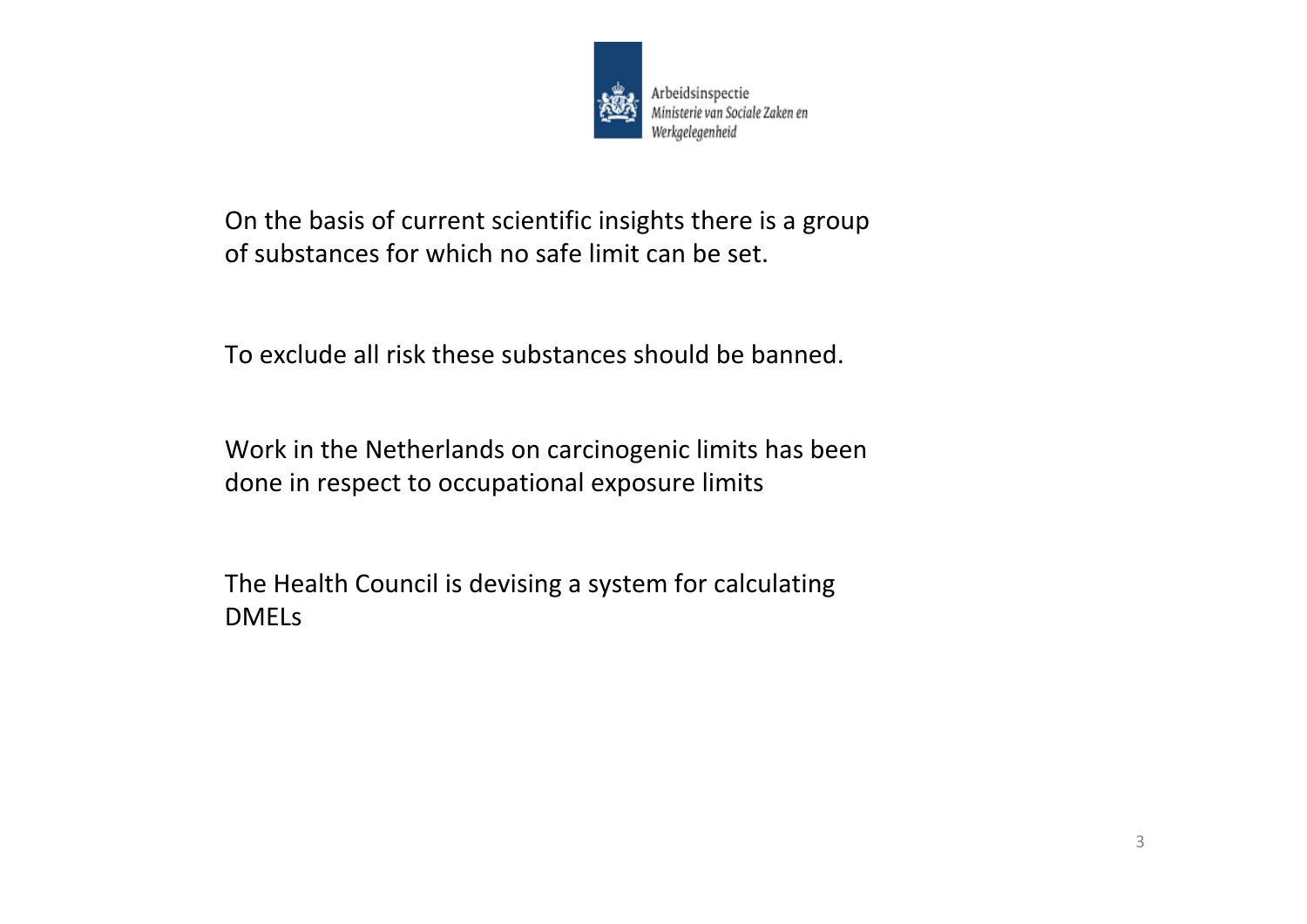On the basis of current scientific insights there is a group of substances for which no safe limit can be set.

To exclude all risk these substances should be banned.

Work in the Netherlands on carcinogenic limits has been done in respect to occupational exposure limits

The Health Council is devising a system for calculating DMELs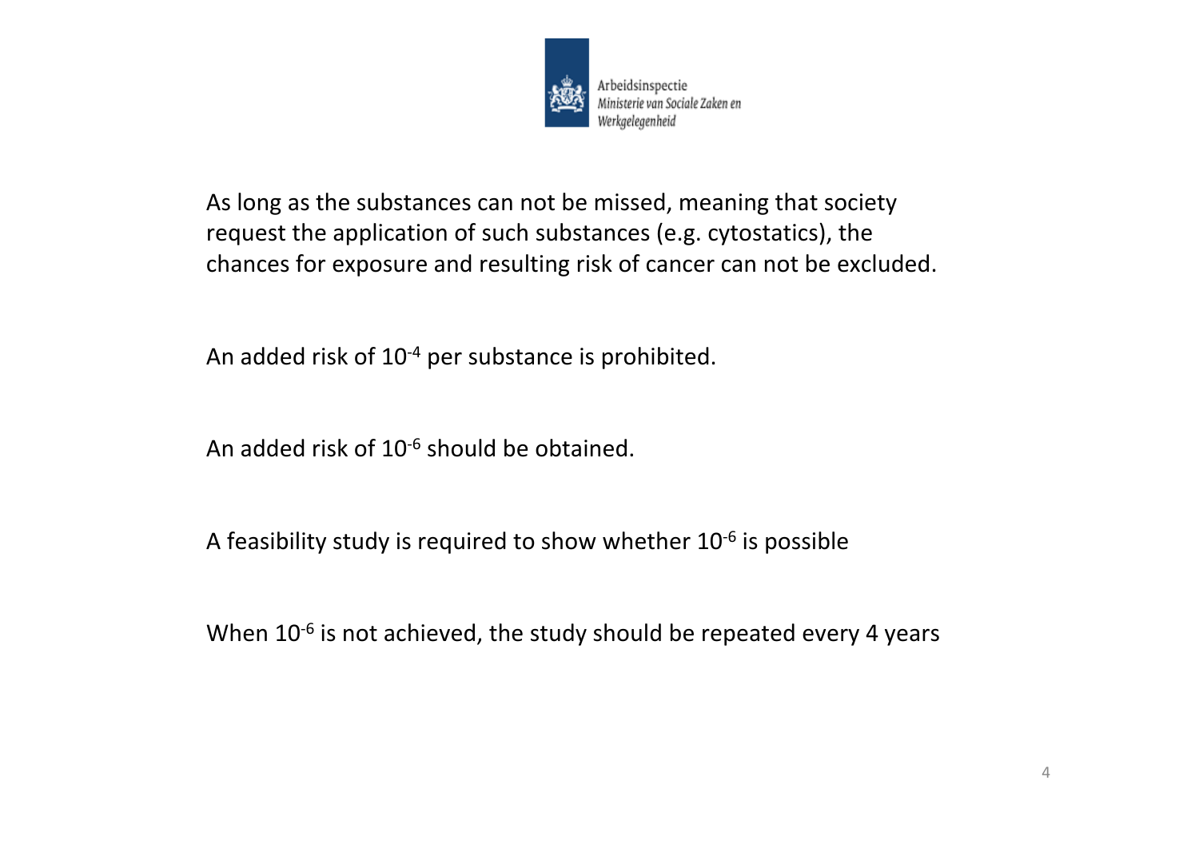As long as the substances can not be missed, meaning that society request the application of such substances (e.g. cytostatics), the chances for exposure and resulting risk of cancer can not be excluded.

An added risk of $10^{-4}$ per substance is prohibited.

An added risk of $10^{-6}$ should be obtained.

A feasibility study is required to show whether $10^{-6}$ is possible

When $10^{-6}$ is not achieved, the study should be repeated every 4 years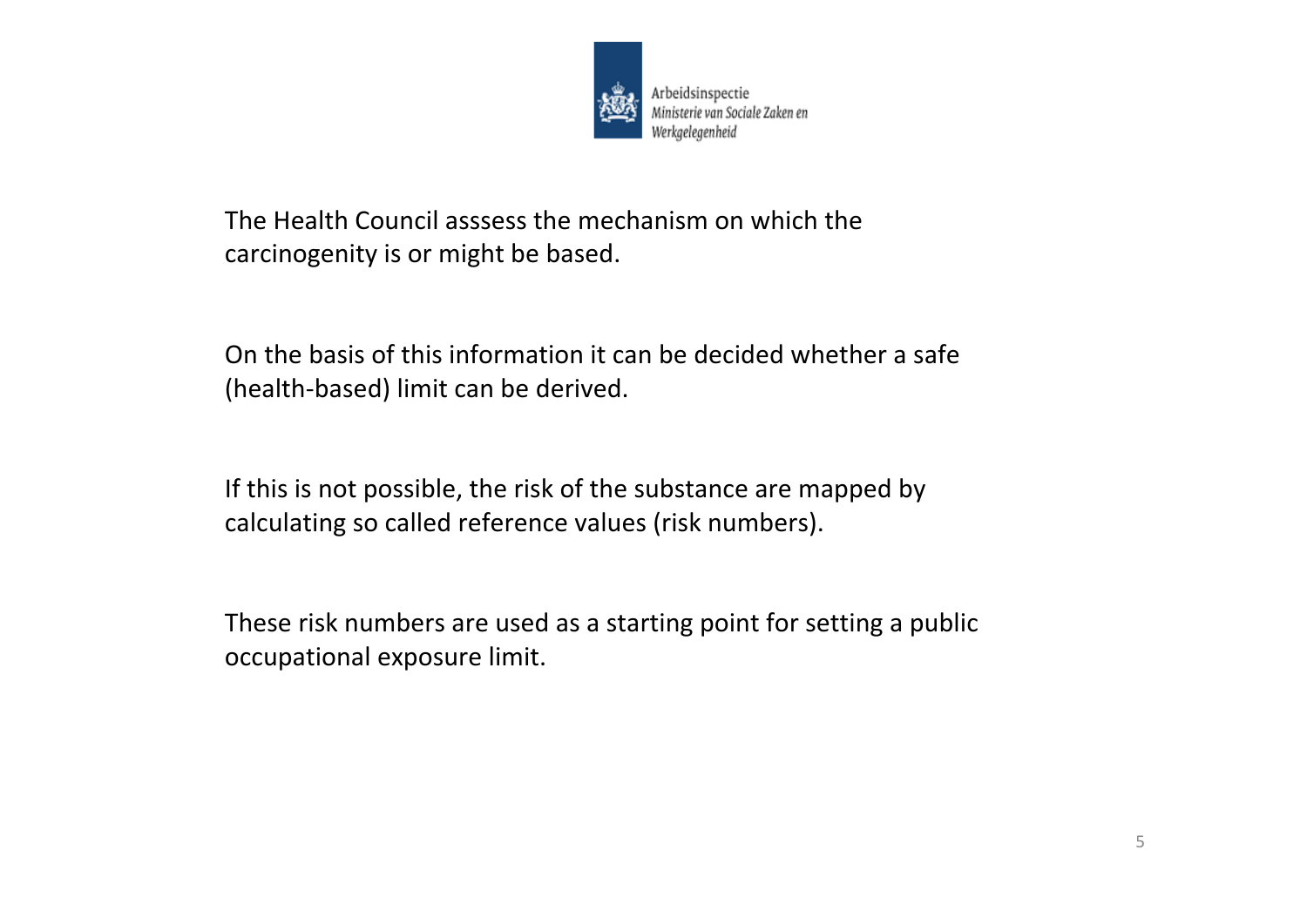The Health Council asssess the mechanism on which the carcinogenity is or might be based.

On the basis of this information it can be decided whether a safe (health-based) limit can be derived.

If this is not possible, the risk of the substance are mapped by calculating so called reference values (risk numbers).

These risk numbers are used as a starting point for setting a public occupational exposure limit.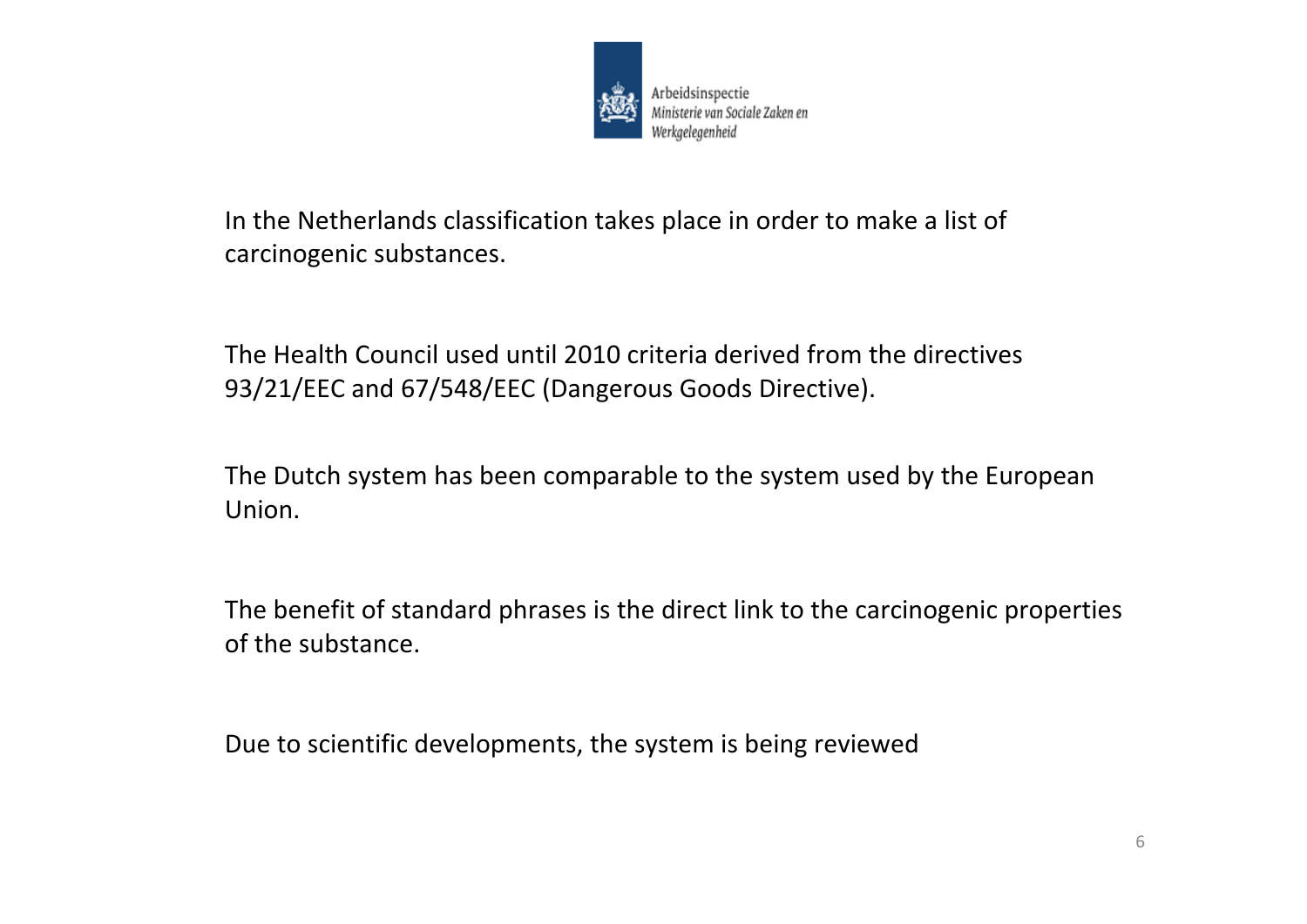In the Netherlands classification takes place in order to make a list of carcinogenic substances.

The Health Council used until 2010 criteria derived from the directives 93/21/EEC and 67/548/EEC (Dangerous Goods Directive).

The Dutch system has been comparable to the system used by the European Union.

The benefit of standard phrases is the direct link to the carcinogenic properties of the substance.

Due to scientific developments, the system is being reviewed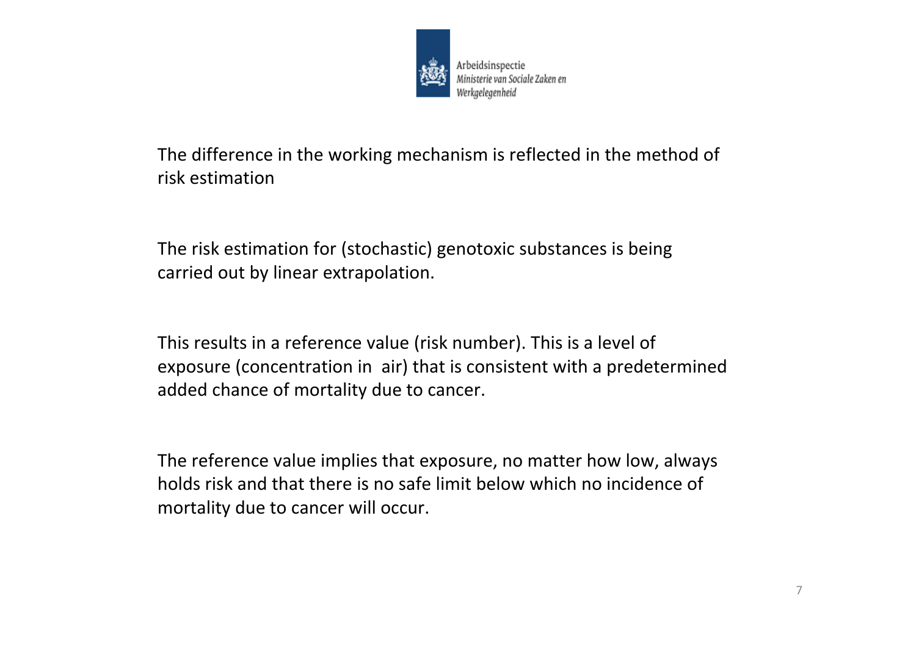The difference in the working mechanism is reflected in the method of risk estimation

The risk estimation for (stochastic) genotoxic substances is being carried out by linear extrapolation.

This results in a reference value (risk number). This is a level of exposure (concentration in air) that is consistent with a predetermined added chance of mortality due to cancer.

The reference value implies that exposure, no matter how low, always holds risk and that there is no safe limit below which no incidence of mortality due to cancer will occur.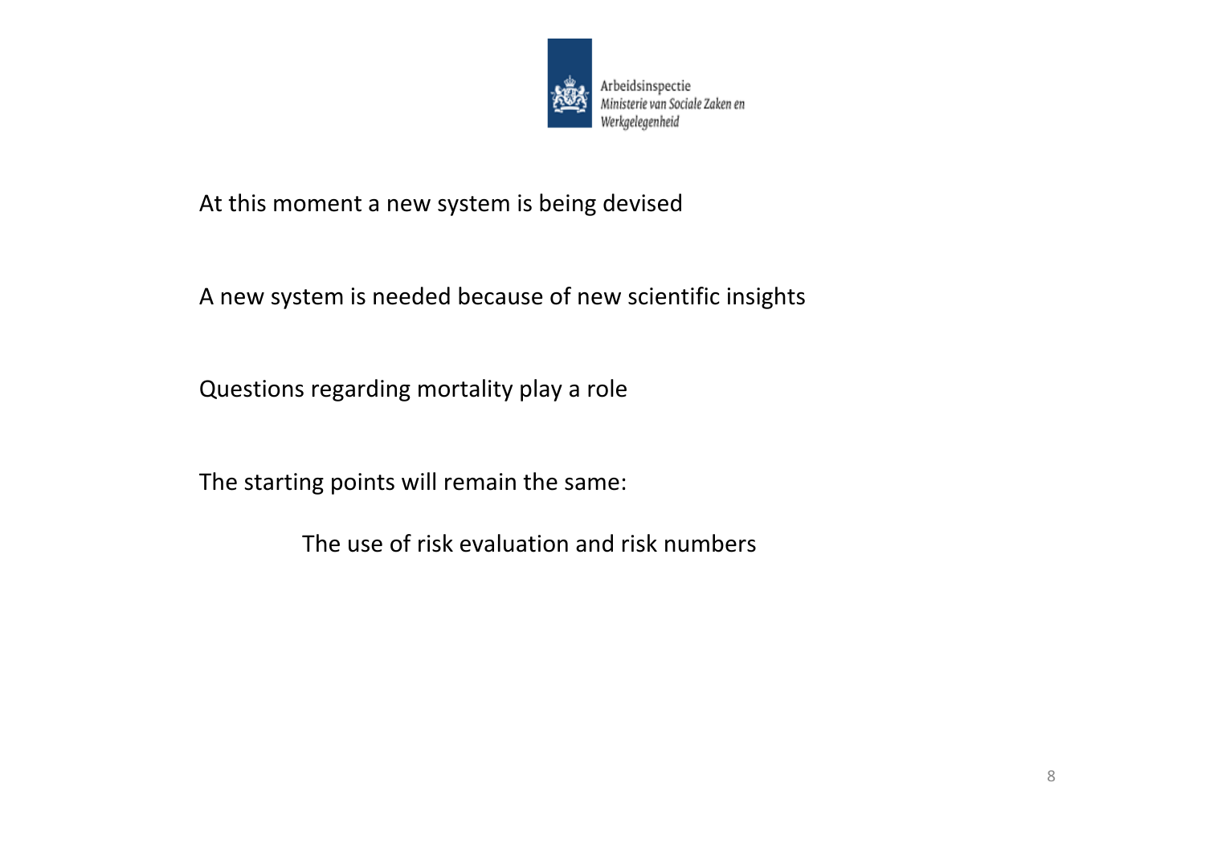At this moment a new system is being devised

A new system is needed because of new scientific insights

Questions regarding mortality play a role

The starting points will remain the same:

The use of risk evaluation and risk numbers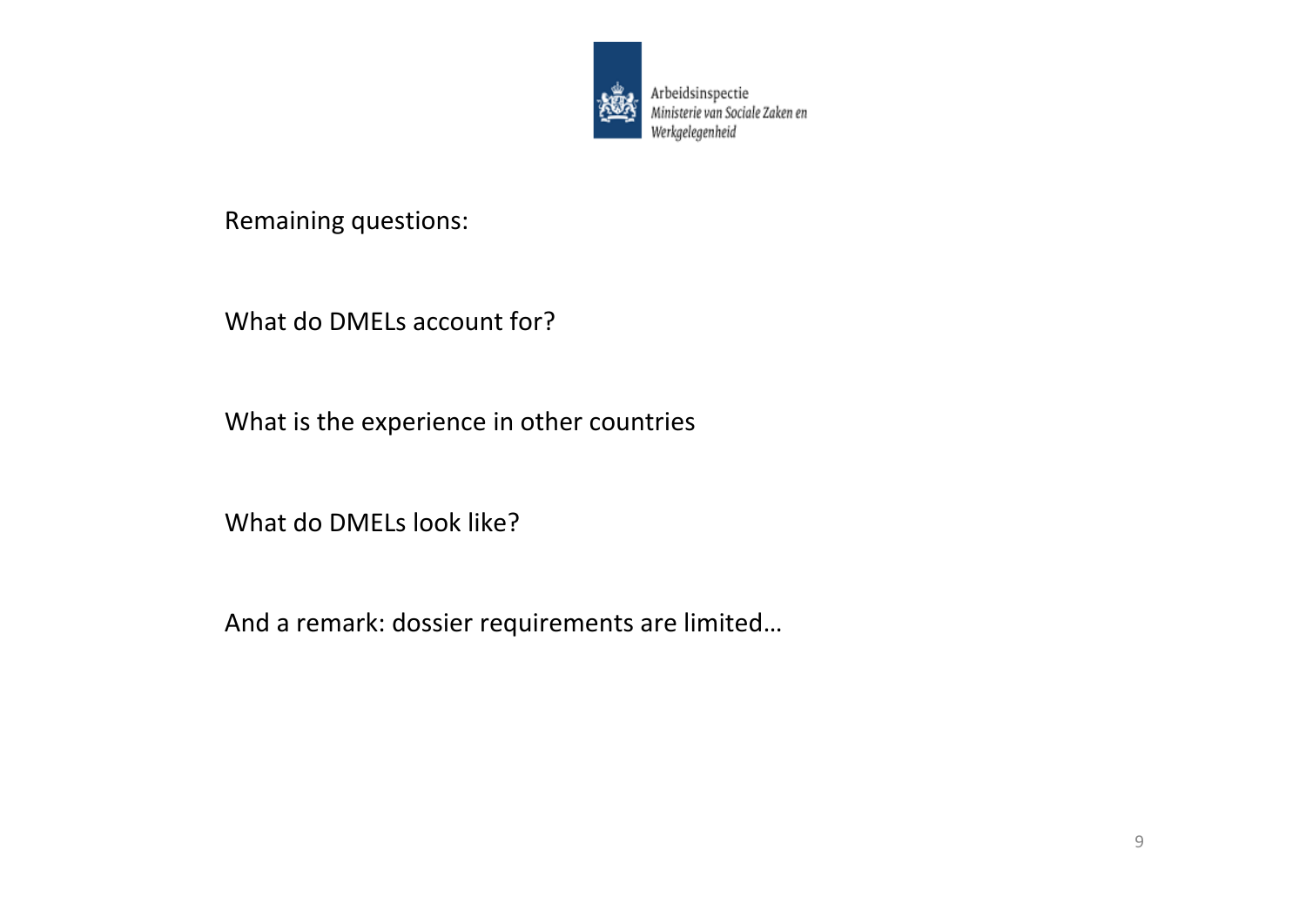Remaining questions:

What do DMELs account for?

What is the experience in other countries

What do DMELs look like?

And a remark: dossier requirements are limited…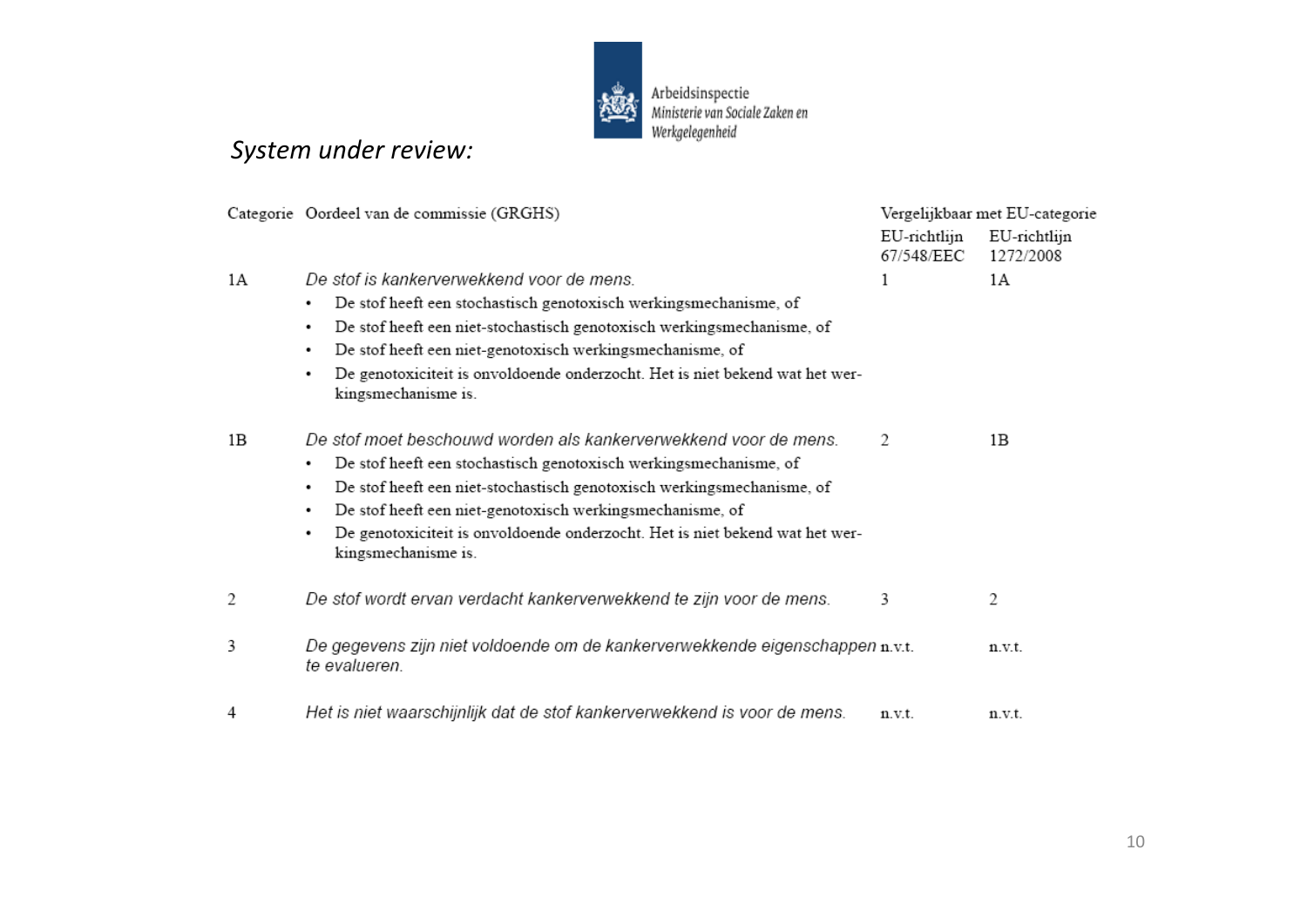Arbeidsinspectie
Ministerie van Sociale Zaken en Werkgelegenheid

*System under review:*

| Categorie | Oordeel van de commissie (GRGHS) | Vergelijkbaar met EU-categorie | |
|---|---|---|---|
| | | EU-richtlijn 67/548/EEC | EU-richtlijn 1272/2008 |
| 1A | *De stof is kankerverwekkend voor de mens.*<br>• De stof heeft een stochastisch genotoxisch werkingsmechanisme, of<br>• De stof heeft een niet-stochastisch genotoxisch werkingsmechanisme, of<br>• De stof heeft een niet-genotoxisch werkingsmechanisme, of<br>• De genotoxiciteit is onvoldoende onderzocht. Het is niet bekend wat het werkingsmechanisme is. | 1 | 1A |
| 1B | *De stof moet beschouwd worden als kankerverwekkend voor de mens.*<br>• De stof heeft een stochastisch genotoxisch werkingsmechanisme, of<br>• De stof heeft een niet-stochastisch genotoxisch werkingsmechanisme, of<br>• De stof heeft een niet-genotoxisch werkingsmechanisme, of<br>• De genotoxiciteit is onvoldoende onderzocht. Het is niet bekend wat het werkingsmechanisme is. | 2 | 1B |
| 2 | *De stof wordt ervan verdacht kankerverwekkend te zijn voor de mens.* | 3 | 2 |
| 3 | *De gegevens zijn niet voldoende om de kankerverwekkende eigenschappen te evalueren.* | n.v.t. | n.v.t. |
| 4 | *Het is niet waarschijnlijk dat de stof kankerverwekkend is voor de mens.* | n.v.t. | n.v.t. |